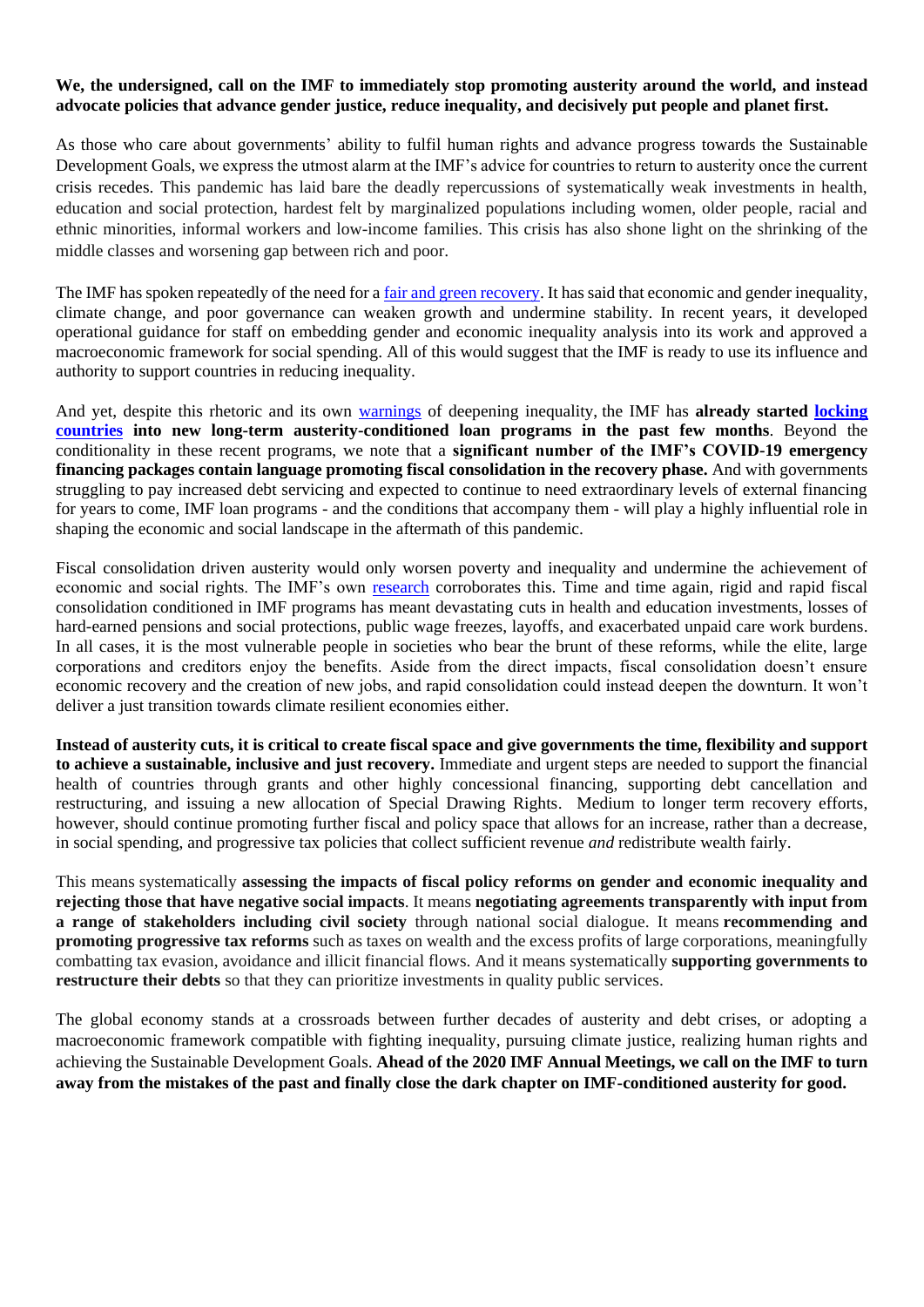**We, the undersigned, call on the IMF to immediately stop promoting austerity around the world, and instead advocate policies that advance gender justice, reduce inequality, and decisively put people and planet first.**

As those who care about governments' ability to fulfil human rights and advance progress towards the Sustainable Development Goals, we express the utmost alarm at the IMF's advice for countries to return to austerity once the current crisis recedes. This pandemic has laid bare the deadly repercussions of systematically weak investments in health, education and social protection, hardest felt by marginalized populations including women, older people, racial and ethnic minorities, informal workers and low-income families. This crisis has also shone light on the shrinking of the middle classes and worsening gap between rich and poor.

The IMF has spoken repeatedly of the need for a fair and green recovery. It has said that economic and gender inequality, climate change, and poor governance can weaken growth and undermine stability. In recent years, it developed operational guidance for staff on embedding gender and economic inequality analysis into its work and approved a macroeconomic framework for social spending. All of this would suggest that the IMF is ready to use its influence and authority to support countries in reducing inequality.

And yet, despite this rhetoric and its own warnings of deepening inequality, the IMF has **already started locking countries into new long-term austerity-conditioned loan programs in the past few months**. Beyond the conditionality in these recent programs, we note that a **significant number of the IMF's COVID-19 emergency financing packages contain language promoting fiscal consolidation in the recovery phase.** And with governments struggling to pay increased debt servicing and expected to continue to need extraordinary levels of external financing for years to come, IMF loan programs - and the conditions that accompany them - will play a highly influential role in shaping the economic and social landscape in the aftermath of this pandemic.

Fiscal consolidation driven austerity would only worsen poverty and inequality and undermine the achievement of economic and social rights. The IMF's own research corroborates this. Time and time again, rigid and rapid fiscal consolidation conditioned in IMF programs has meant devastating cuts in health and education investments, losses of hard-earned pensions and social protections, public wage freezes, layoffs, and exacerbated unpaid care work burdens. In all cases, it is the most vulnerable people in societies who bear the brunt of these reforms, while the elite, large corporations and creditors enjoy the benefits. Aside from the direct impacts, fiscal consolidation doesn't ensure economic recovery and the creation of new jobs, and rapid consolidation could instead deepen the downturn. It won't deliver a just transition towards climate resilient economies either.

**Instead of austerity cuts, it is critical to create fiscal space and give governments the time, flexibility and support to achieve a sustainable, inclusive and just recovery.** Immediate and urgent steps are needed to support the financial health of countries through grants and other highly concessional financing, supporting debt cancellation and restructuring, and issuing a new allocation of Special Drawing Rights. Medium to longer term recovery efforts, however, should continue promoting further fiscal and policy space that allows for an increase, rather than a decrease, in social spending, and progressive tax policies that collect sufficient revenue *and* redistribute wealth fairly.

This means systematically **assessing the impacts of fiscal policy reforms on gender and economic inequality and rejecting those that have negative social impacts**. It means **negotiating agreements transparently with input from a range of stakeholders including civil society** through national social dialogue. It means **recommending and promoting progressive tax reforms** such as taxes on wealth and the excess profits of large corporations, meaningfully combatting tax evasion, avoidance and illicit financial flows. And it means systematically **supporting governments to restructure their debts** so that they can prioritize investments in quality public services.

The global economy stands at a crossroads between further decades of austerity and debt crises, or adopting a macroeconomic framework compatible with fighting inequality, pursuing climate justice, realizing human rights and achieving the Sustainable Development Goals. **Ahead of the 2020 IMF Annual Meetings, we call on the IMF to turn away from the mistakes of the past and finally close the dark chapter on IMF-conditioned austerity for good.**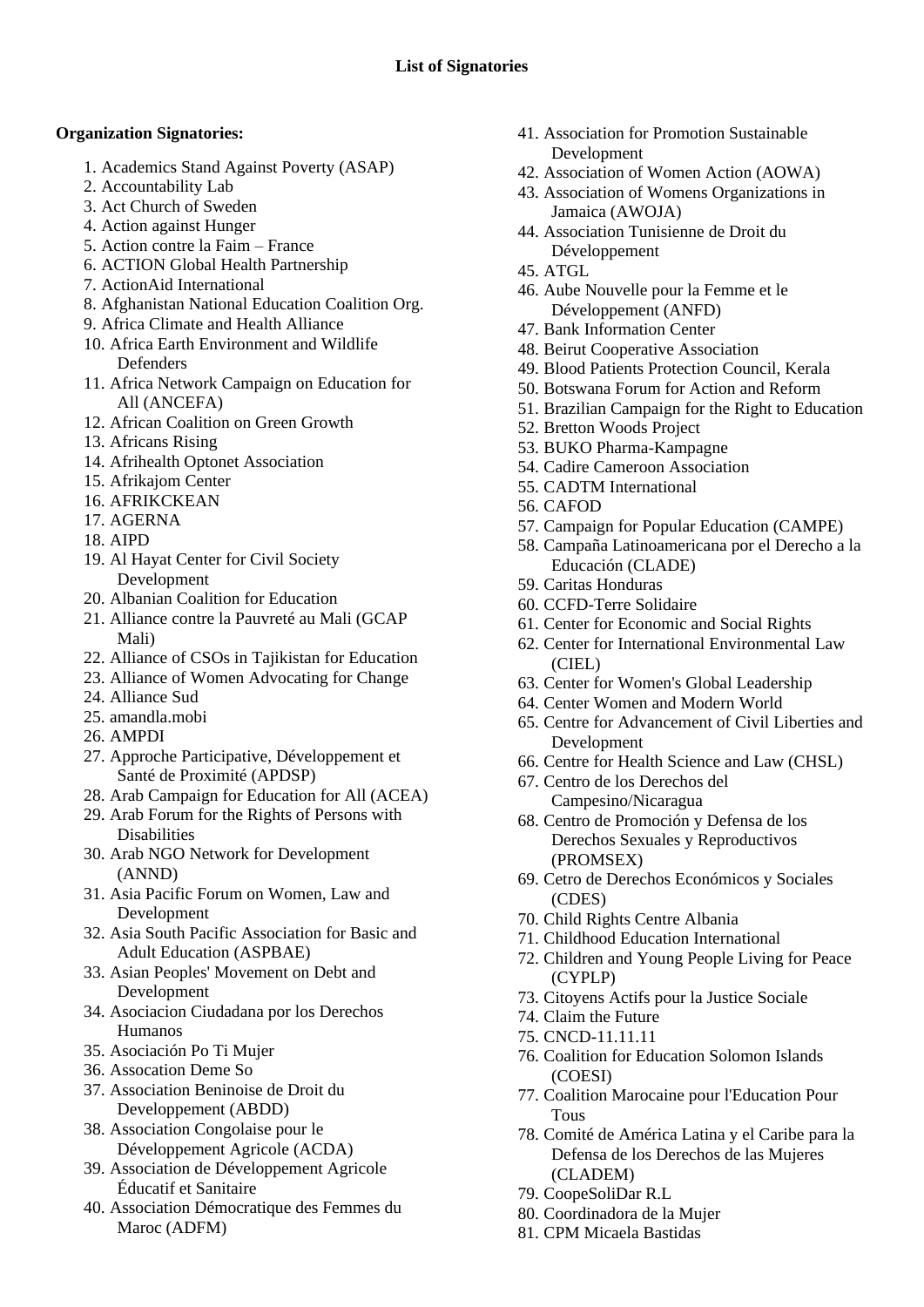**List of Signatories**

**Organization Signatories:**

1. Academics Stand Against Poverty (ASAP)
2. Accountability Lab
3. Act Church of Sweden
4. Action against Hunger
5. Action contre la Faim – France
6. ACTION Global Health Partnership
7. ActionAid International
8. Afghanistan National Education Coalition Org.
9. Africa Climate and Health Alliance
10. Africa Earth Environment and Wildlife Defenders
11. Africa Network Campaign on Education for All (ANCEFA)
12. African Coalition on Green Growth
13. Africans Rising
14. Afrihealth Optonet Association
15. Afrikajom Center
16. AFRIKCKEAN
17. AGERNA
18. AIPD
19. Al Hayat Center for Civil Society Development
20. Albanian Coalition for Education
21. Alliance contre la Pauvreté au Mali (GCAP Mali)
22. Alliance of CSOs in Tajikistan for Education
23. Alliance of Women Advocating for Change
24. Alliance Sud
25. amandla.mobi
26. AMPDI
27. Approche Participative, Développement et Santé de Proximité (APDSP)
28. Arab Campaign for Education for All (ACEA)
29. Arab Forum for the Rights of Persons with Disabilities
30. Arab NGO Network for Development (ANND)
31. Asia Pacific Forum on Women, Law and Development
32. Asia South Pacific Association for Basic and Adult Education (ASPBAE)
33. Asian Peoples' Movement on Debt and Development
34. Asociacion Ciudadana por los Derechos Humanos
35. Asociación Po Ti Mujer
36. Assocation Deme So
37. Association Beninoise de Droit du Developpement (ABDD)
38. Association Congolaise pour le Développement Agricole (ACDA)
39. Association de Développement Agricole Éducatif et Sanitaire
40. Association Démocratique des Femmes du Maroc (ADFM)
41. Association for Promotion Sustainable Development
42. Association of Women Action (AOWA)
43. Association of Womens Organizations in Jamaica (AWOJA)
44. Association Tunisienne de Droit du Développement
45. ATGL
46. Aube Nouvelle pour la Femme et le Développement (ANFD)
47. Bank Information Center
48. Beirut Cooperative Association
49. Blood Patients Protection Council, Kerala
50. Botswana Forum for Action and Reform
51. Brazilian Campaign for the Right to Education
52. Bretton Woods Project
53. BUKO Pharma-Kampagne
54. Cadire Cameroon Association
55. CADTM International
56. CAFOD
57. Campaign for Popular Education (CAMPE)
58. Campaña Latinoamericana por el Derecho a la Educación (CLADE)
59. Caritas Honduras
60. CCFD-Terre Solidaire
61. Center for Economic and Social Rights
62. Center for International Environmental Law (CIEL)
63. Center for Women's Global Leadership
64. Center Women and Modern World
65. Centre for Advancement of Civil Liberties and Development
66. Centre for Health Science and Law (CHSL)
67. Centro de los Derechos del Campesino/Nicaragua
68. Centro de Promoción y Defensa de los Derechos Sexuales y Reproductivos (PROMSEX)
69. Cetro de Derechos Económicos y Sociales (CDES)
70. Child Rights Centre Albania
71. Childhood Education International
72. Children and Young People Living for Peace (CYPLP)
73. Citoyens Actifs pour la Justice Sociale
74. Claim the Future
75. CNCD-11.11.11
76. Coalition for Education Solomon Islands (COESI)
77. Coalition Marocaine pour l'Education Pour Tous
78. Comité de América Latina y el Caribe para la Defensa de los Derechos de las Mujeres (CLADEM)
79. CoopeSoliDar R.L
80. Coordinadora de la Mujer
81. CPM Micaela Bastidas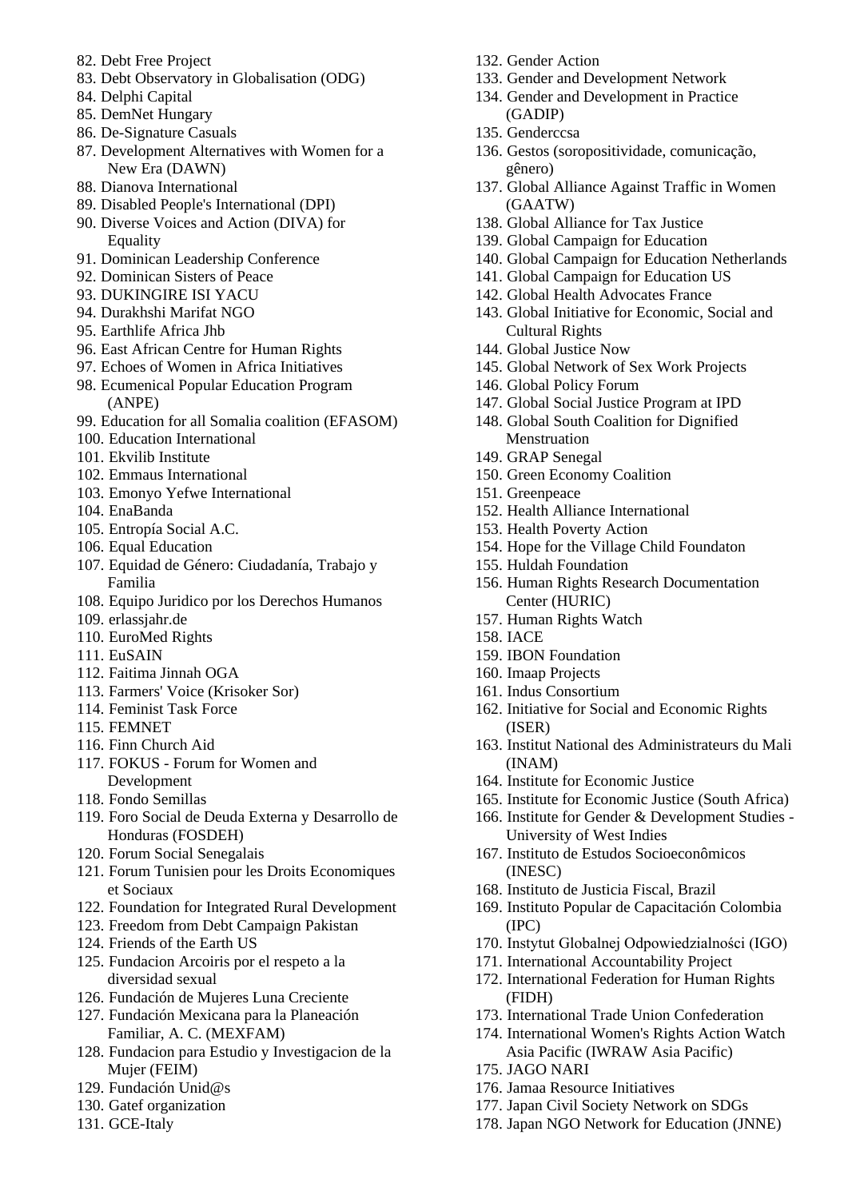82. Debt Free Project
83. Debt Observatory in Globalisation (ODG)
84. Delphi Capital
85. DemNet Hungary
86. De-Signature Casuals
87. Development Alternatives with Women for a New Era (DAWN)
88. Dianova International
89. Disabled People's International (DPI)
90. Diverse Voices and Action (DIVA) for Equality
91. Dominican Leadership Conference
92. Dominican Sisters of Peace
93. DUKINGIRE ISI YACU
94. Durakhshi Marifat NGO
95. Earthlife Africa Jhb
96. East African Centre for Human Rights
97. Echoes of Women in Africa Initiatives
98. Ecumenical Popular Education Program (ANPE)
99. Education for all Somalia coalition (EFASOM)
100. Education International
101. Ekvilib Institute
102. Emmaus International
103. Emonyo Yefwe International
104. EnaBanda
105. Entropía Social A.C.
106. Equal Education
107. Equidad de Género: Ciudadanía, Trabajo y Familia
108. Equipo Juridico por los Derechos Humanos
109. erlassjahr.de
110. EuroMed Rights
111. EuSAIN
112. Faitima Jinnah OGA
113. Farmers' Voice (Krisoker Sor)
114. Feminist Task Force
115. FEMNET
116. Finn Church Aid
117. FOKUS - Forum for Women and Development
118. Fondo Semillas
119. Foro Social de Deuda Externa y Desarrollo de Honduras (FOSDEH)
120. Forum Social Senegalais
121. Forum Tunisien pour les Droits Economiques et Sociaux
122. Foundation for Integrated Rural Development
123. Freedom from Debt Campaign Pakistan
124. Friends of the Earth US
125. Fundacion Arcoiris por el respeto a la diversidad sexual
126. Fundación de Mujeres Luna Creciente
127. Fundación Mexicana para la Planeación Familiar, A. C. (MEXFAM)
128. Fundacion para Estudio y Investigacion de la Mujer (FEIM)
129. Fundación Unid@s
130. Gatef organization
131. GCE-Italy
132. Gender Action
133. Gender and Development Network
134. Gender and Development in Practice (GADIP)
135. Genderccsa
136. Gestos (soropositividade, comunicação, gênero)
137. Global Alliance Against Traffic in Women (GAATW)
138. Global Alliance for Tax Justice
139. Global Campaign for Education
140. Global Campaign for Education Netherlands
141. Global Campaign for Education US
142. Global Health Advocates France
143. Global Initiative for Economic, Social and Cultural Rights
144. Global Justice Now
145. Global Network of Sex Work Projects
146. Global Policy Forum
147. Global Social Justice Program at IPD
148. Global South Coalition for Dignified Menstruation
149. GRAP Senegal
150. Green Economy Coalition
151. Greenpeace
152. Health Alliance International
153. Health Poverty Action
154. Hope for the Village Child Foundaton
155. Huldah Foundation
156. Human Rights Research Documentation Center (HURIC)
157. Human Rights Watch
158. IACE
159. IBON Foundation
160. Imaap Projects
161. Indus Consortium
162. Initiative for Social and Economic Rights (ISER)
163. Institut National des Administrateurs du Mali (INAM)
164. Institute for Economic Justice
165. Institute for Economic Justice (South Africa)
166. Institute for Gender & Development Studies - University of West Indies
167. Instituto de Estudos Socioeconômicos (INESC)
168. Instituto de Justicia Fiscal, Brazil
169. Instituto Popular de Capacitación Colombia (IPC)
170. Instytut Globalnej Odpowiedzialności (IGO)
171. International Accountability Project
172. International Federation for Human Rights (FIDH)
173. International Trade Union Confederation
174. International Women's Rights Action Watch Asia Pacific (IWRAW Asia Pacific)
175. JAGO NARI
176. Jamaa Resource Initiatives
177. Japan Civil Society Network on SDGs
178. Japan NGO Network for Education (JNNE)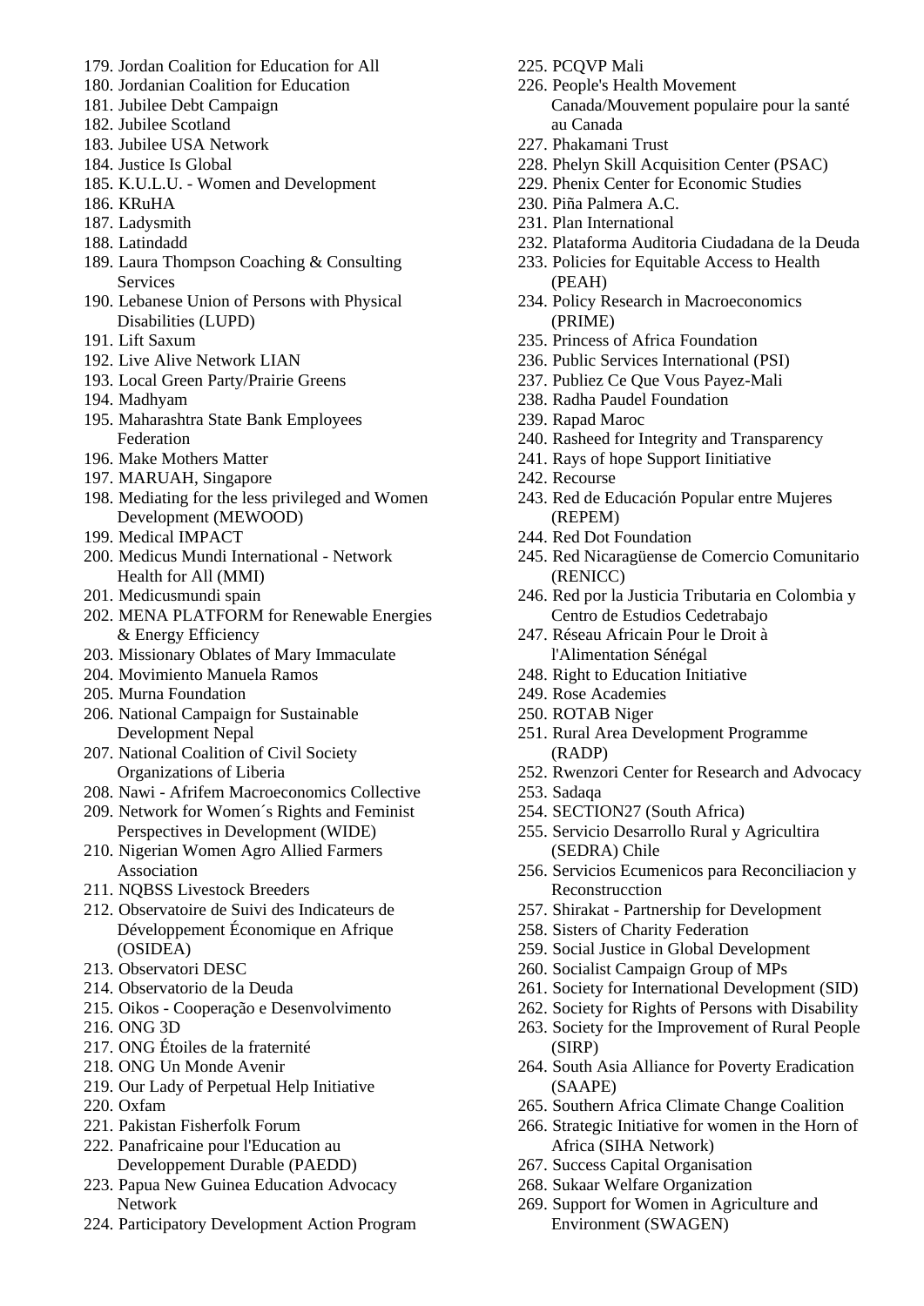179. Jordan Coalition for Education for All
180. Jordanian Coalition for Education
181. Jubilee Debt Campaign
182. Jubilee Scotland
183. Jubilee USA Network
184. Justice Is Global
185. K.U.L.U. - Women and Development
186. KRuHA
187. Ladysmith
188. Latindadd
189. Laura Thompson Coaching & Consulting Services
190. Lebanese Union of Persons with Physical Disabilities (LUPD)
191. Lift Saxum
192. Live Alive Network LIAN
193. Local Green Party/Prairie Greens
194. Madhyam
195. Maharashtra State Bank Employees Federation
196. Make Mothers Matter
197. MARUAH, Singapore
198. Mediating for the less privileged and Women Development (MEWOOD)
199. Medical IMPACT
200. Medicus Mundi International - Network Health for All (MMI)
201. Medicusmundi spain
202. MENA PLATFORM for Renewable Energies & Energy Efficiency
203. Missionary Oblates of Mary Immaculate
204. Movimiento Manuela Ramos
205. Murna Foundation
206. National Campaign for Sustainable Development Nepal
207. National Coalition of Civil Society Organizations of Liberia
208. Nawi - Afrifem Macroeconomics Collective
209. Network for Women´s Rights and Feminist Perspectives in Development (WIDE)
210. Nigerian Women Agro Allied Farmers Association
211. NQBSS Livestock Breeders
212. Observatoire de Suivi des Indicateurs de Développement Économique en Afrique (OSIDEA)
213. Observatori DESC
214. Observatorio de la Deuda
215. Oikos - Cooperação e Desenvolvimento
216. ONG 3D
217. ONG Étoiles de la fraternité
218. ONG Un Monde Avenir
219. Our Lady of Perpetual Help Initiative
220. Oxfam
221. Pakistan Fisherfolk Forum
222. Panafricaine pour l'Education au Developpement Durable (PAEDD)
223. Papua New Guinea Education Advocacy Network
224. Participatory Development Action Program
225. PCQVP Mali
226. People's Health Movement Canada/Mouvement populaire pour la santé au Canada
227. Phakamani Trust
228. Phelyn Skill Acquisition Center (PSAC)
229. Phenix Center for Economic Studies
230. Piña Palmera A.C.
231. Plan International
232. Plataforma Auditoria Ciudadana de la Deuda
233. Policies for Equitable Access to Health (PEAH)
234. Policy Research in Macroeconomics (PRIME)
235. Princess of Africa Foundation
236. Public Services International (PSI)
237. Publiez Ce Que Vous Payez-Mali
238. Radha Paudel Foundation
239. Rapad Maroc
240. Rasheed for Integrity and Transparency
241. Rays of hope Support Iinitiative
242. Recourse
243. Red de Educación Popular entre Mujeres (REPEM)
244. Red Dot Foundation
245. Red Nicaragüense de Comercio Comunitario (RENICC)
246. Red por la Justicia Tributaria en Colombia y Centro de Estudios Cedetrabajo
247. Réseau Africain Pour le Droit à l'Alimentation Sénégal
248. Right to Education Initiative
249. Rose Academies
250. ROTAB Niger
251. Rural Area Development Programme (RADP)
252. Rwenzori Center for Research and Advocacy
253. Sadaqa
254. SECTION27 (South Africa)
255. Servicio Desarrollo Rural y Agricultira (SEDRA) Chile
256. Servicios Ecumenicos para Reconciliacion y Reconstrucction
257. Shirakat - Partnership for Development
258. Sisters of Charity Federation
259. Social Justice in Global Development
260. Socialist Campaign Group of MPs
261. Society for International Development (SID)
262. Society for Rights of Persons with Disability
263. Society for the Improvement of Rural People (SIRP)
264. South Asia Alliance for Poverty Eradication (SAAPE)
265. Southern Africa Climate Change Coalition
266. Strategic Initiative for women in the Horn of Africa (SIHA Network)
267. Success Capital Organisation
268. Sukaar Welfare Organization
269. Support for Women in Agriculture and Environment (SWAGEN)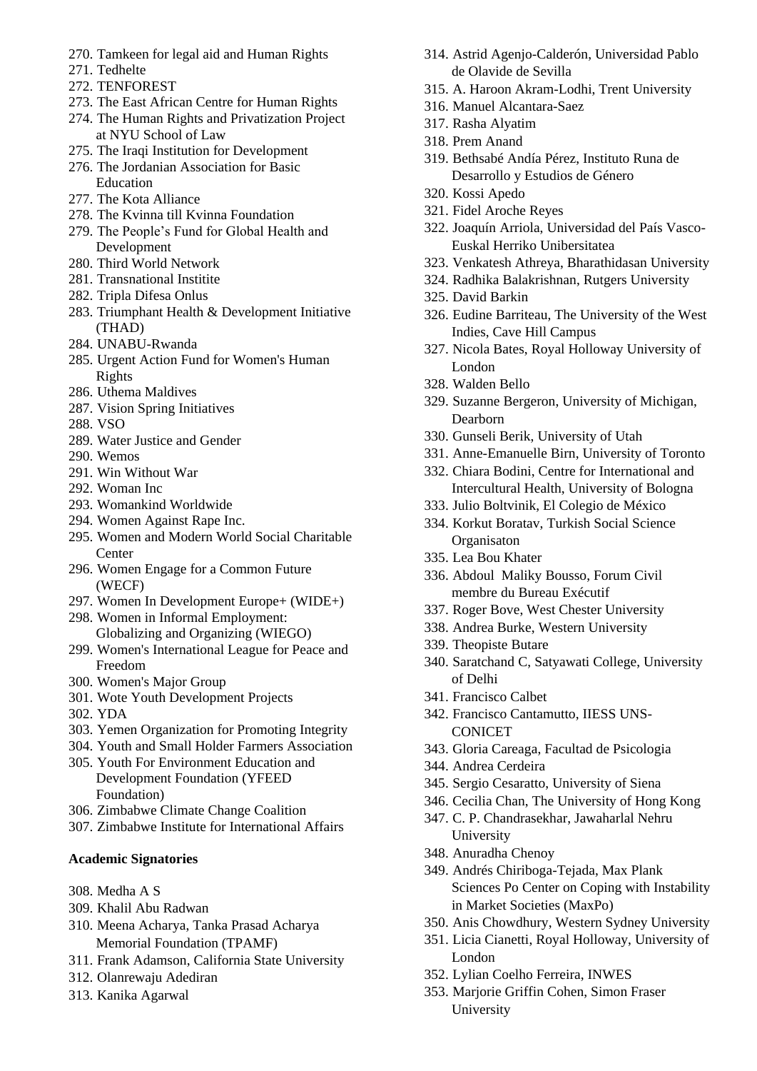270. Tamkeen for legal aid and Human Rights
271. Tedhelte
272. TENFOREST
273. The East African Centre for Human Rights
274. The Human Rights and Privatization Project at NYU School of Law
275. The Iraqi Institution for Development
276. The Jordanian Association for Basic Education
277. The Kota Alliance
278. The Kvinna till Kvinna Foundation
279. The People's Fund for Global Health and Development
280. Third World Network
281. Transnational Institite
282. Tripla Difesa Onlus
283. Triumphant Health & Development Initiative (THAD)
284. UNABU-Rwanda
285. Urgent Action Fund for Women's Human Rights
286. Uthema Maldives
287. Vision Spring Initiatives
288. VSO
289. Water Justice and Gender
290. Wemos
291. Win Without War
292. Woman Inc
293. Womankind Worldwide
294. Women Against Rape Inc.
295. Women and Modern World Social Charitable Center
296. Women Engage for a Common Future (WECF)
297. Women In Development Europe+ (WIDE+)
298. Women in Informal Employment: Globalizing and Organizing (WIEGO)
299. Women's International League for Peace and Freedom
300. Women's Major Group
301. Wote Youth Development Projects
302. YDA
303. Yemen Organization for Promoting Integrity
304. Youth and Small Holder Farmers Association
305. Youth For Environment Education and Development Foundation (YFEED Foundation)
306. Zimbabwe Climate Change Coalition
307. Zimbabwe Institute for International Affairs

**Academic Signatories**

308. Medha A S
309. Khalil Abu Radwan
310. Meena Acharya, Tanka Prasad Acharya Memorial Foundation (TPAMF)
311. Frank Adamson, California State University
312. Olanrewaju Adediran
313. Kanika Agarwal
314. Astrid Agenjo-Calderón, Universidad Pablo de Olavide de Sevilla
315. A. Haroon Akram-Lodhi, Trent University
316. Manuel Alcantara-Saez
317. Rasha Alyatim
318. Prem Anand
319. Bethsabé Andía Pérez, Instituto Runa de Desarrollo y Estudios de Género
320. Kossi Apedo
321. Fidel Aroche Reyes
322. Joaquín Arriola, Universidad del País Vasco-Euskal Herriko Unibersitatea
323. Venkatesh Athreya, Bharathidasan University
324. Radhika Balakrishnan, Rutgers University
325. David Barkin
326. Eudine Barriteau, The University of the West Indies, Cave Hill Campus
327. Nicola Bates, Royal Holloway University of London
328. Walden Bello
329. Suzanne Bergeron, University of Michigan, Dearborn
330. Gunseli Berik, University of Utah
331. Anne-Emanuelle Birn, University of Toronto
332. Chiara Bodini, Centre for International and Intercultural Health, University of Bologna
333. Julio Boltvinik, El Colegio de México
334. Korkut Boratav, Turkish Social Science Organisaton
335. Lea Bou Khater
336. Abdoul Maliky Bousso, Forum Civil membre du Bureau Exécutif
337. Roger Bove, West Chester University
338. Andrea Burke, Western University
339. Theopiste Butare
340. Saratchand C, Satyawati College, University of Delhi
341. Francisco Calbet
342. Francisco Cantamutto, IIESS UNS-CONICET
343. Gloria Careaga, Facultad de Psicologia
344. Andrea Cerdeira
345. Sergio Cesaratto, University of Siena
346. Cecilia Chan, The University of Hong Kong
347. C. P. Chandrasekhar, Jawaharlal Nehru University
348. Anuradha Chenoy
349. Andrés Chiriboga-Tejada, Max Plank Sciences Po Center on Coping with Instability in Market Societies (MaxPo)
350. Anis Chowdhury, Western Sydney University
351. Licia Cianetti, Royal Holloway, University of London
352. Lylian Coelho Ferreira, INWES
353. Marjorie Griffin Cohen, Simon Fraser University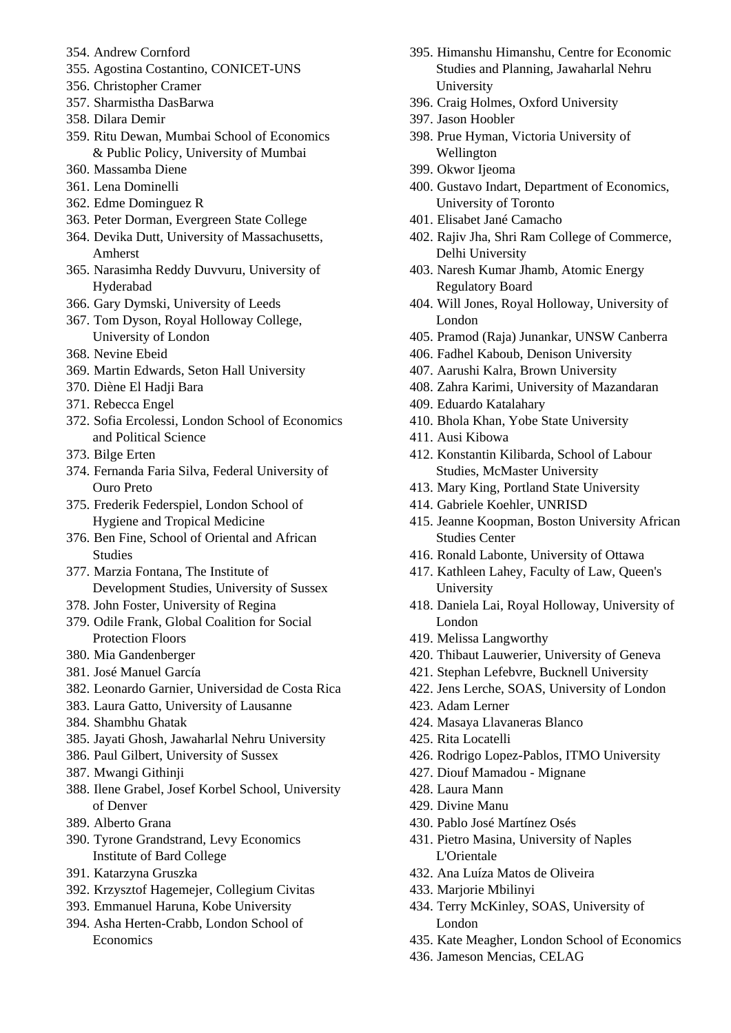354. Andrew Cornford
355. Agostina Costantino, CONICET-UNS
356. Christopher Cramer
357. Sharmistha DasBarwa
358. Dilara Demir
359. Ritu Dewan, Mumbai School of Economics & Public Policy, University of Mumbai
360. Massamba Diene
361. Lena Dominelli
362. Edme Dominguez R
363. Peter Dorman, Evergreen State College
364. Devika Dutt, University of Massachusetts, Amherst
365. Narasimha Reddy Duvvuru, University of Hyderabad
366. Gary Dymski, University of Leeds
367. Tom Dyson, Royal Holloway College, University of London
368. Nevine Ebeid
369. Martin Edwards, Seton Hall University
370. Diène El Hadji Bara
371. Rebecca Engel
372. Sofia Ercolessi, London School of Economics and Political Science
373. Bilge Erten
374. Fernanda Faria Silva, Federal University of Ouro Preto
375. Frederik Federspiel, London School of Hygiene and Tropical Medicine
376. Ben Fine, School of Oriental and African Studies
377. Marzia Fontana, The Institute of Development Studies, University of Sussex
378. John Foster, University of Regina
379. Odile Frank, Global Coalition for Social Protection Floors
380. Mia Gandenberger
381. José Manuel García
382. Leonardo Garnier, Universidad de Costa Rica
383. Laura Gatto, University of Lausanne
384. Shambhu Ghatak
385. Jayati Ghosh, Jawaharlal Nehru University
386. Paul Gilbert, University of Sussex
387. Mwangi Githinji
388. Ilene Grabel, Josef Korbel School, University of Denver
389. Alberto Grana
390. Tyrone Grandstrand, Levy Economics Institute of Bard College
391. Katarzyna Gruszka
392. Krzysztof Hagemejer, Collegium Civitas
393. Emmanuel Haruna, Kobe University
394. Asha Herten-Crabb, London School of Economics
395. Himanshu Himanshu, Centre for Economic Studies and Planning, Jawaharlal Nehru University
396. Craig Holmes, Oxford University
397. Jason Hoobler
398. Prue Hyman, Victoria University of Wellington
399. Okwor Ijeoma
400. Gustavo Indart, Department of Economics, University of Toronto
401. Elisabet Jané Camacho
402. Rajiv Jha, Shri Ram College of Commerce, Delhi University
403. Naresh Kumar Jhamb, Atomic Energy Regulatory Board
404. Will Jones, Royal Holloway, University of London
405. Pramod (Raja) Junankar, UNSW Canberra
406. Fadhel Kaboub, Denison University
407. Aarushi Kalra, Brown University
408. Zahra Karimi, University of Mazandaran
409. Eduardo Katalahary
410. Bhola Khan, Yobe State University
411. Ausi Kibowa
412. Konstantin Kilibarda, School of Labour Studies, McMaster University
413. Mary King, Portland State University
414. Gabriele Koehler, UNRISD
415. Jeanne Koopman, Boston University African Studies Center
416. Ronald Labonte, University of Ottawa
417. Kathleen Lahey, Faculty of Law, Queen's University
418. Daniela Lai, Royal Holloway, University of London
419. Melissa Langworthy
420. Thibaut Lauwerier, University of Geneva
421. Stephan Lefebvre, Bucknell University
422. Jens Lerche, SOAS, University of London
423. Adam Lerner
424. Masaya Llavaneras Blanco
425. Rita Locatelli
426. Rodrigo Lopez-Pablos, ITMO University
427. Diouf Mamadou - Mignane
428. Laura Mann
429. Divine Manu
430. Pablo José Martínez Osés
431. Pietro Masina, University of Naples L'Orientale
432. Ana Luíza Matos de Oliveira
433. Marjorie Mbilinyi
434. Terry McKinley, SOAS, University of London
435. Kate Meagher, London School of Economics
436. Jameson Mencias, CELAG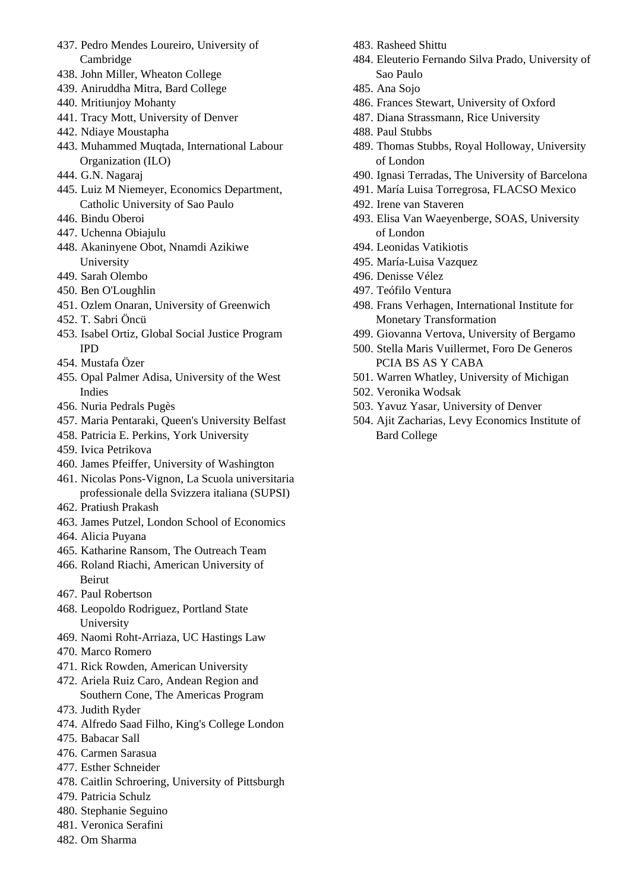437. Pedro Mendes Loureiro, University of Cambridge
438. John Miller, Wheaton College
439. Aniruddha Mitra, Bard College
440. Mritiunjoy Mohanty
441. Tracy Mott, University of Denver
442. Ndiaye Moustapha
443. Muhammed Muqtada, International Labour Organization (ILO)
444. G.N. Nagaraj
445. Luiz M Niemeyer, Economics Department, Catholic University of Sao Paulo
446. Bindu Oberoi
447. Uchenna Obiajulu
448. Akaninyene Obot, Nnamdi Azikiwe University
449. Sarah Olembo
450. Ben O'Loughlin
451. Ozlem Onaran, University of Greenwich
452. T. Sabri Öncü
453. Isabel Ortiz, Global Social Justice Program IPD
454. Mustafa Özer
455. Opal Palmer Adisa, University of the West Indies
456. Nuria Pedrals Pugès
457. Maria Pentaraki, Queen's University Belfast
458. Patricia E. Perkins, York University
459. Ivica Petrikova
460. James Pfeiffer, University of Washington
461. Nicolas Pons-Vignon, La Scuola universitaria professionale della Svizzera italiana (SUPSI)
462. Pratiush Prakash
463. James Putzel, London School of Economics
464. Alicia Puyana
465. Katharine Ransom, The Outreach Team
466. Roland Riachi, American University of Beirut
467. Paul Robertson
468. Leopoldo Rodriguez, Portland State University
469. Naomi Roht-Arriaza, UC Hastings Law
470. Marco Romero
471. Rick Rowden, American University
472. Ariela Ruiz Caro, Andean Region and Southern Cone, The Americas Program
473. Judith Ryder
474. Alfredo Saad Filho, King's College London
475. Babacar Sall
476. Carmen Sarasua
477. Esther Schneider
478. Caitlin Schroering, University of Pittsburgh
479. Patricia Schulz
480. Stephanie Seguino
481. Veronica Serafini
482. Om Sharma
483. Rasheed Shittu
484. Eleuterio Fernando Silva Prado, University of Sao Paulo
485. Ana Sojo
486. Frances Stewart, University of Oxford
487. Diana Strassmann, Rice University
488. Paul Stubbs
489. Thomas Stubbs, Royal Holloway, University of London
490. Ignasi Terradas, The University of Barcelona
491. María Luisa Torregrosa, FLACSO Mexico
492. Irene van Staveren
493. Elisa Van Waeyenberge, SOAS, University of London
494. Leonidas Vatikiotis
495. María-Luisa Vazquez
496. Denisse Vélez
497. Teófilo Ventura
498. Frans Verhagen, International Institute for Monetary Transformation
499. Giovanna Vertova, University of Bergamo
500. Stella Maris Vuillermet, Foro De Generos PCIA BS AS Y CABA
501. Warren Whatley, University of Michigan
502. Veronika Wodsak
503. Yavuz Yasar, University of Denver
504. Ajit Zacharias, Levy Economics Institute of Bard College